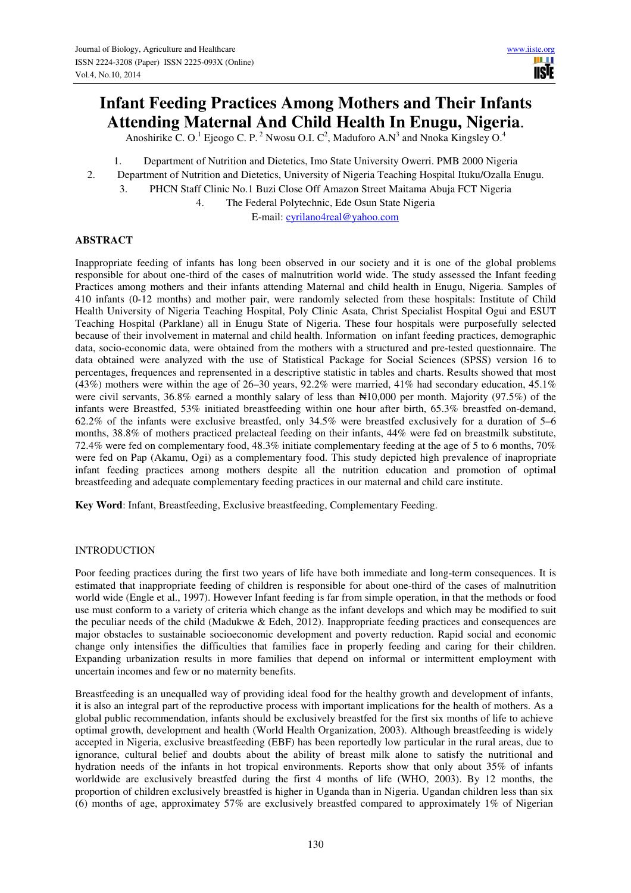# Infant Feeding Practices Among Mothers and Their Infants Attending Maternal And Child Health In Enugu, Nigeria.

Anoshirike C. O.[1] Ejeogo C. P.[2] Nwosu O.I. C[2], Maduforo A.N[3] and Nnoka Kingsley O.[4]

1. Department of Nutrition and Dietetics, Imo State University Owerri. PMB 2000 Nigeria
2. Department of Nutrition and Dietetics, University of Nigeria Teaching Hospital Ituku/Ozalla Enugu.
3. PHCN Staff Clinic No.1 Buzi Close Off Amazon Street Maitama Abuja FCT Nigeria
4. The Federal Polytechnic, Ede Osun State Nigeria

E-mail: cyrilano4real@yahoo.com

## ABSTRACT

Inappropriate feeding of infants has long been observed in our society and it is one of the global problems responsible for about one-third of the cases of malnutrition world wide. The study assessed the Infant feeding Practices among mothers and their infants attending Maternal and child health in Enugu, Nigeria. Samples of 410 infants (0-12 months) and mother pair, were randomly selected from these hospitals: Institute of Child Health University of Nigeria Teaching Hospital, Poly Clinic Asata, Christ Specialist Hospital Ogui and ESUT Teaching Hospital (Parklane) all in Enugu State of Nigeria. These four hospitals were purposefully selected because of their involvement in maternal and child health. Information on infant feeding practices, demographic data, socio-economic data, were obtained from the mothers with a structured and pre-tested questionnaire. The data obtained were analyzed with the use of Statistical Package for Social Sciences (SPSS) version 16 to percentages, frequences and reprensented in a descriptive statistic in tables and charts. Results showed that most (43%) mothers were within the age of 26–30 years, 92.2% were married, 41% had secondary education, 45.1% were civil servants, 36.8% earned a monthly salary of less than ₦10,000 per month. Majority (97.5%) of the infants were Breastfed, 53% initiated breastfeeding within one hour after birth, 65.3% breastfed on-demand, 62.2% of the infants were exclusive breastfed, only 34.5% were breastfed exclusively for a duration of 5–6 months, 38.8% of mothers practiced prelacteal feeding on their infants, 44% were fed on breastmilk substitute, 72.4% were fed on complementary food, 48.3% initiate complementary feeding at the age of 5 to 6 months, 70% were fed on Pap (Akamu, Ogi) as a complementary food. This study depicted high prevalence of inapropriate infant feeding practices among mothers despite all the nutrition education and promotion of optimal breastfeeding and adequate complementary feeding practices in our maternal and child care institute.

**Key Word**: Infant, Breastfeeding, Exclusive breastfeeding, Complementary Feeding.

## INTRODUCTION

Poor feeding practices during the first two years of life have both immediate and long-term consequences. It is estimated that inappropriate feeding of children is responsible for about one-third of the cases of malnutrition world wide (Engle et al., 1997). However Infant feeding is far from simple operation, in that the methods or food use must conform to a variety of criteria which change as the infant develops and which may be modified to suit the peculiar needs of the child (Madukwe & Edeh, 2012). Inappropriate feeding practices and consequences are major obstacles to sustainable socioeconomic development and poverty reduction. Rapid social and economic change only intensifies the difficulties that families face in properly feeding and caring for their children. Expanding urbanization results in more families that depend on informal or intermittent employment with uncertain incomes and few or no maternity benefits.

Breastfeeding is an unequalled way of providing ideal food for the healthy growth and development of infants, it is also an integral part of the reproductive process with important implications for the health of mothers. As a global public recommendation, infants should be exclusively breastfed for the first six months of life to achieve optimal growth, development and health (World Health Organization, 2003). Although breastfeeding is widely accepted in Nigeria, exclusive breastfeeding (EBF) has been reportedly low particular in the rural areas, due to ignorance, cultural belief and doubts about the ability of breast milk alone to satisfy the nutritional and hydration needs of the infants in hot tropical environments. Reports show that only about 35% of infants worldwide are exclusively breastfed during the first 4 months of life (WHO, 2003). By 12 months, the proportion of children exclusively breastfed is higher in Uganda than in Nigeria. Ugandan children less than six (6) months of age, approximatey 57% are exclusively breastfed compared to approximately 1% of Nigerian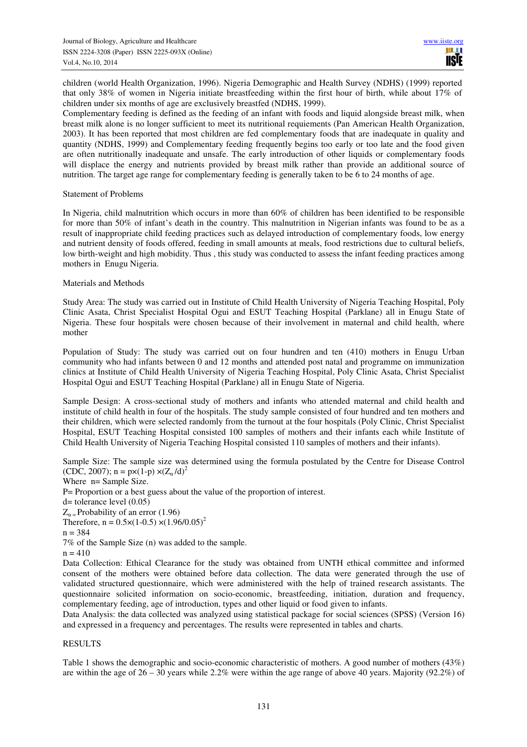children (world Health Organization, 1996). Nigeria Demographic and Health Survey (NDHS) (1999) reported that only 38% of women in Nigeria initiate breastfeeding within the first hour of birth, while about 17% of children under six months of age are exclusively breastfed (NDHS, 1999).

Complementary feeding is defined as the feeding of an infant with foods and liquid alongside breast milk, when breast milk alone is no longer sufficient to meet its nutritional requiements (Pan American Health Organization, 2003). It has been reported that most children are fed complementary foods that are inadequate in quality and quantity (NDHS, 1999) and Complementary feeding frequently begins too early or too late and the food given are often nutritionally inadequate and unsafe. The early introduction of other liquids or complementary foods will displace the energy and nutrients provided by breast milk rather than provide an additional source of nutrition. The target age range for complementary feeding is generally taken to be 6 to 24 months of age.

## Statement of Problems

In Nigeria, child malnutrition which occurs in more than 60% of children has been identified to be responsible for more than 50% of infant's death in the country. This malnutrition in Nigerian infants was found to be as a result of inappropriate child feeding practices such as delayed introduction of complementary foods, low energy and nutrient density of foods offered, feeding in small amounts at meals, food restrictions due to cultural beliefs, low birth-weight and high mobidity. Thus , this study was conducted to assess the infant feeding practices among mothers in Enugu Nigeria.

## Materials and Methods

Study Area: The study was carried out in Institute of Child Health University of Nigeria Teaching Hospital, Poly Clinic Asata, Christ Specialist Hospital Ogui and ESUT Teaching Hospital (Parklane) all in Enugu State of Nigeria. These four hospitals were chosen because of their involvement in maternal and child health, where mother

Population of Study: The study was carried out on four hundren and ten (410) mothers in Enugu Urban community who had infants between 0 and 12 months and attended post natal and programme on immunization clinics at Institute of Child Health University of Nigeria Teaching Hospital, Poly Clinic Asata, Christ Specialist Hospital Ogui and ESUT Teaching Hospital (Parklane) all in Enugu State of Nigeria.

Sample Design: A cross-sectional study of mothers and infants who attended maternal and child health and institute of child health in four of the hospitals. The study sample consisted of four hundred and ten mothers and their children, which were selected randomly from the turnout at the four hospitals (Poly Clinic, Christ Specialist Hospital, ESUT Teaching Hospital consisted 100 samples of mothers and their infants each while Institute of Child Health University of Nigeria Teaching Hospital consisted 110 samples of mothers and their infants).

Sample Size: The sample size was determined using the formula postulated by the Centre for Disease Control (CDC, 2007); $n = p\times(1\text{-}p) \times(Z_{\alpha} /d)^2$

Where n= Sample Size.

P= Proportion or a best guess about the value of the proportion of interest.

d= tolerance level (0.05)

$Z_{\alpha}$ = Probability of an error (1.96)

Therefore, $n = 0.5\times(1\text{-}0.5) \times(1.96/0.05)^2$

n = 384

7% of the Sample Size (n) was added to the sample.

n = 410

Data Collection: Ethical Clearance for the study was obtained from UNTH ethical committee and informed consent of the mothers were obtained before data collection. The data were generated through the use of validated structured questionnaire, which were administered with the help of trained research assistants. The questionnaire solicited information on socio-economic, breastfeeding, initiation, duration and frequency, complementary feeding, age of introduction, types and other liquid or food given to infants.

Data Analysis: the data collected was analyzed using statistical package for social sciences (SPSS) (Version 16) and expressed in a frequency and percentages. The results were represented in tables and charts.

## RESULTS

Table 1 shows the demographic and socio-economic characteristic of mothers. A good number of mothers (43%) are within the age of 26 – 30 years while 2.2% were within the age range of above 40 years. Majority (92.2%) of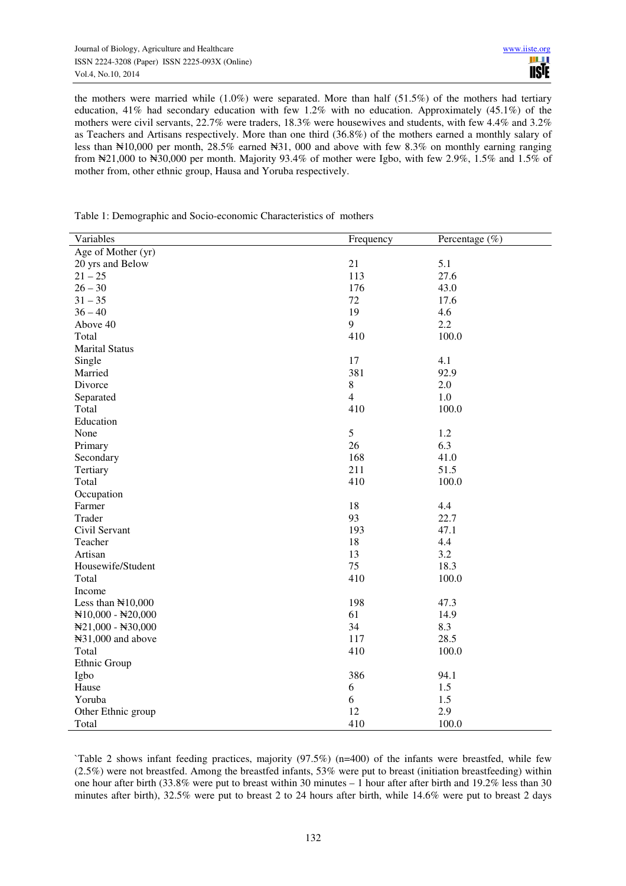the mothers were married while (1.0%) were separated. More than half (51.5%) of the mothers had tertiary education, 41% had secondary education with few 1.2% with no education. Approximately (45.1%) of the mothers were civil servants, 22.7% were traders, 18.3% were housewives and students, with few 4.4% and 3.2% as Teachers and Artisans respectively. More than one third (36.8%) of the mothers earned a monthly salary of less than ₦10,000 per month, 28.5% earned ₦31, 000 and above with few 8.3% on monthly earning ranging from ₦21,000 to ₦30,000 per month. Majority 93.4% of mother were Igbo, with few 2.9%, 1.5% and 1.5% of mother from, other ethnic group, Hausa and Yoruba respectively.

Table 1: Demographic and Socio-economic Characteristics of mothers

| Variables | Frequency | Percentage (%) |
|---|---|---|
| Age of Mother (yr) | | |
| 20 yrs and Below | 21 | 5.1 |
| 21 – 25 | 113 | 27.6 |
| 26 – 30 | 176 | 43.0 |
| 31 – 35 | 72 | 17.6 |
| 36 – 40 | 19 | 4.6 |
| Above 40 | 9 | 2.2 |
| Total | 410 | 100.0 |
| Marital Status | | |
| Single | 17 | 4.1 |
| Married | 381 | 92.9 |
| Divorce | 8 | 2.0 |
| Separated | 4 | 1.0 |
| Total | 410 | 100.0 |
| Education | | |
| None | 5 | 1.2 |
| Primary | 26 | 6.3 |
| Secondary | 168 | 41.0 |
| Tertiary | 211 | 51.5 |
| Total | 410 | 100.0 |
| Occupation | | |
| Farmer | 18 | 4.4 |
| Trader | 93 | 22.7 |
| Civil Servant | 193 | 47.1 |
| Teacher | 18 | 4.4 |
| Artisan | 13 | 3.2 |
| Housewife/Student | 75 | 18.3 |
| Total | 410 | 100.0 |
| Income | | |
| Less than ₦10,000 | 198 | 47.3 |
| ₦10,000 - ₦20,000 | 61 | 14.9 |
| ₦21,000 - ₦30,000 | 34 | 8.3 |
| ₦31,000 and above | 117 | 28.5 |
| Total | 410 | 100.0 |
| Ethnic Group | | |
| Igbo | 386 | 94.1 |
| Hause | 6 | 1.5 |
| Yoruba | 6 | 1.5 |
| Other Ethnic group | 12 | 2.9 |
| Total | 410 | 100.0 |

`Table 2 shows infant feeding practices, majority (97.5%) (n=400) of the infants were breastfed, while few (2.5%) were not breastfed. Among the breastfed infants, 53% were put to breast (initiation breastfeeding) within one hour after birth (33.8% were put to breast within 30 minutes – 1 hour after after birth and 19.2% less than 30 minutes after birth), 32.5% were put to breast 2 to 24 hours after birth, while 14.6% were put to breast 2 days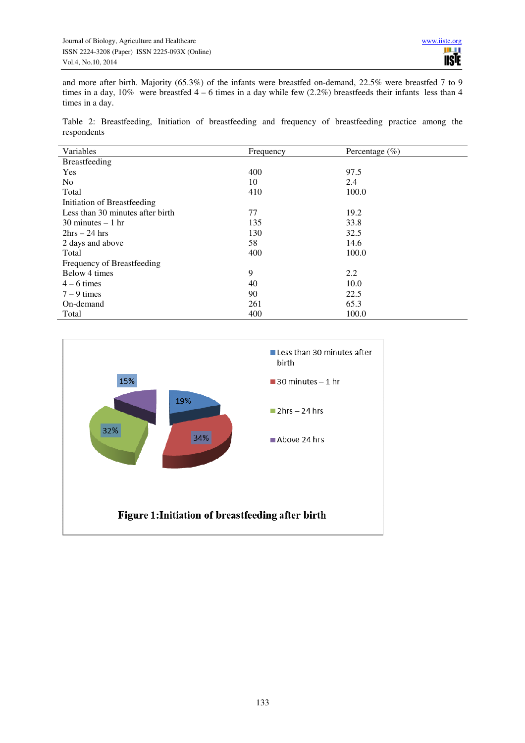and more after birth. Majority (65.3%) of the infants were breastfed on-demand, 22.5% were breastfed 7 to 9 times in a day, 10% were breastfed 4 – 6 times in a day while few (2.2%) breastfeeds their infants less than 4 times in a day.

Table 2: Breastfeeding, Initiation of breastfeeding and frequency of breastfeeding practice among the respondents

| Variables | Frequency | Percentage (%) |
|---|---|---|
| Breastfeeding | | |
| Yes | 400 | 97.5 |
| No | 10 | 2.4 |
| Total | 410 | 100.0 |
| Initiation of Breastfeeding | | |
| Less than 30 minutes after birth | 77 | 19.2 |
| 30 minutes – 1 hr | 135 | 33.8 |
| 2hrs – 24 hrs | 130 | 32.5 |
| 2 days and above | 58 | 14.6 |
| Total | 400 | 100.0 |
| Frequency of Breastfeeding | | |
| Below 4 times | 9 | 2.2 |
| 4 – 6 times | 40 | 10.0 |
| 7 – 9 times | 90 | 22.5 |
| On-demand | 261 | 65.3 |
| Total | 400 | 100.0 |

Figure 1: Initiation of breastfeeding after birth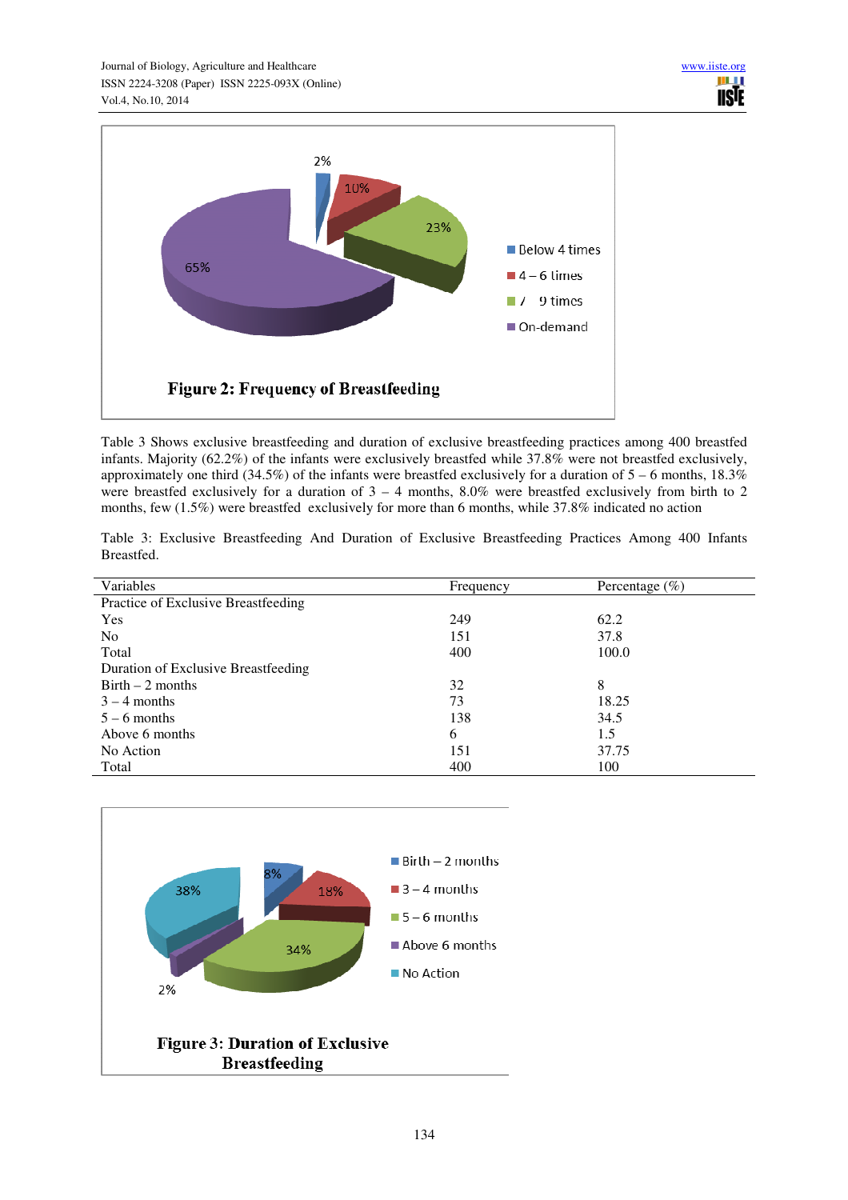**Figure 2: Frequency of Breastfeeding**

Table 3 Shows exclusive breastfeeding and duration of exclusive breastfeeding practices among 400 breastfed infants. Majority (62.2%) of the infants were exclusively breastfed while 37.8% were not breastfed exclusively, approximately one third (34.5%) of the infants were breastfed exclusively for a duration of 5 – 6 months, 18.3% were breastfed exclusively for a duration of 3 – 4 months, 8.0% were breastfed exclusively from birth to 2 months, few (1.5%) were breastfed exclusively for more than 6 months, while 37.8% indicated no action

Table 3: Exclusive Breastfeeding And Duration of Exclusive Breastfeeding Practices Among 400 Infants Breastfed.

| Variables | Frequency | Percentage (%) |
|---|---|---|
| Practice of Exclusive Breastfeeding | | |
| Yes | 249 | 62.2 |
| No | 151 | 37.8 |
| Total | 400 | 100.0 |
| Duration of Exclusive Breastfeeding | | |
| Birth – 2 months | 32 | 8 |
| 3 – 4 months | 73 | 18.25 |
| 5 – 6 months | 138 | 34.5 |
| Above 6 months | 6 | 1.5 |
| No Action | 151 | 37.75 |
| Total | 400 | 100 |

**Figure 3: Duration of Exclusive Breastfeeding**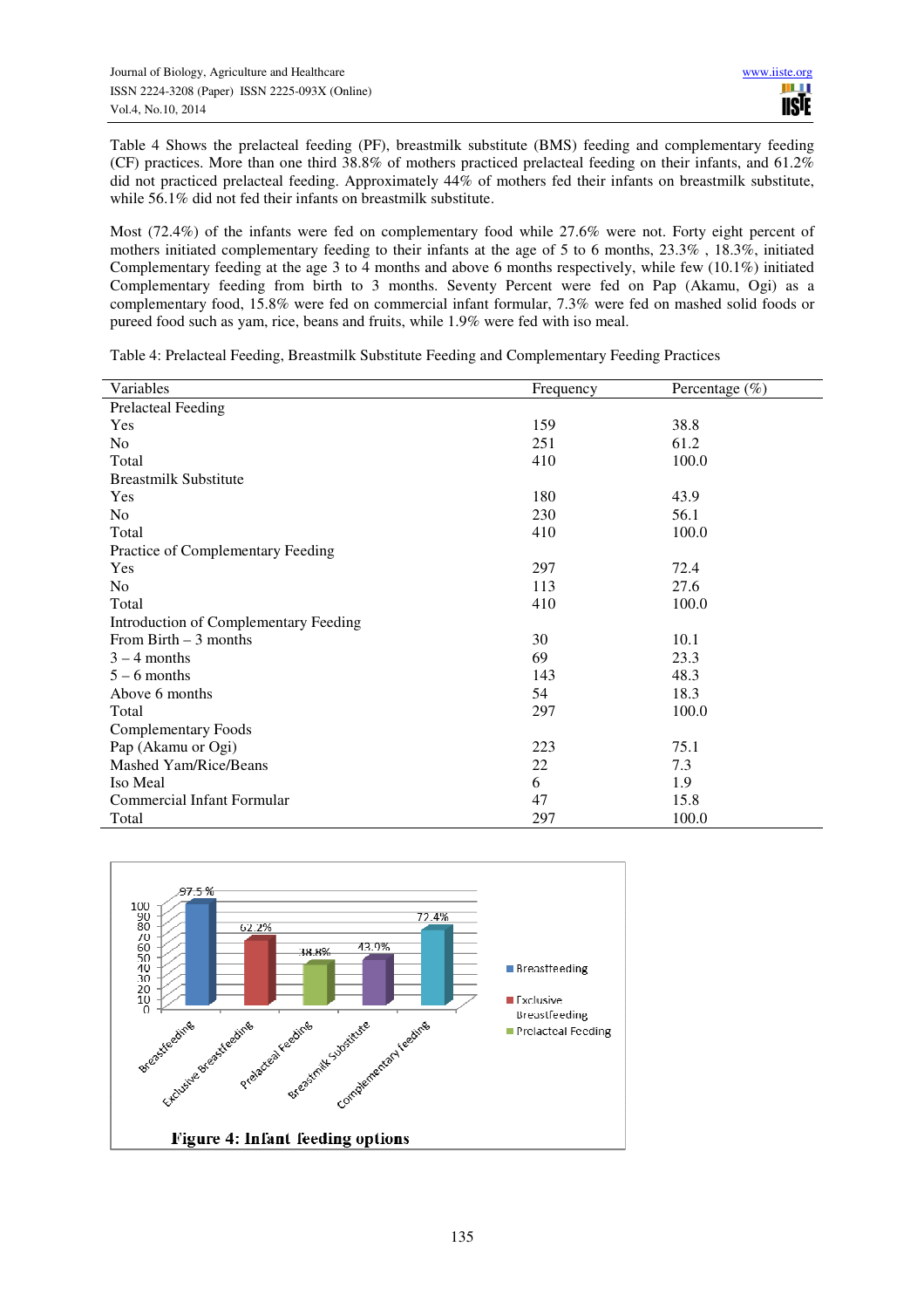Table 4 Shows the prelacteal feeding (PF), breastmilk substitute (BMS) feeding and complementary feeding (CF) practices. More than one third 38.8% of mothers practiced prelacteal feeding on their infants, and 61.2% did not practiced prelacteal feeding. Approximately 44% of mothers fed their infants on breastmilk substitute, while 56.1% did not fed their infants on breastmilk substitute.

Most (72.4%) of the infants were fed on complementary food while 27.6% were not. Forty eight percent of mothers initiated complementary feeding to their infants at the age of 5 to 6 months, 23.3% , 18.3%, initiated Complementary feeding at the age 3 to 4 months and above 6 months respectively, while few (10.1%) initiated Complementary feeding from birth to 3 months. Seventy Percent were fed on Pap (Akamu, Ogi) as a complementary food, 15.8% were fed on commercial infant formular, 7.3% were fed on mashed solid foods or pureed food such as yam, rice, beans and fruits, while 1.9% were fed with iso meal.

Table 4: Prelacteal Feeding, Breastmilk Substitute Feeding and Complementary Feeding Practices

| Variables | Frequency | Percentage (%) |
|---|---|---|
| Prelacteal Feeding | | |
| Yes | 159 | 38.8 |
| No | 251 | 61.2 |
| Total | 410 | 100.0 |
| Breastmilk Substitute | | |
| Yes | 180 | 43.9 |
| No | 230 | 56.1 |
| Total | 410 | 100.0 |
| Practice of Complementary Feeding | | |
| Yes | 297 | 72.4 |
| No | 113 | 27.6 |
| Total | 410 | 100.0 |
| Introduction of Complementary Feeding | | |
| From Birth – 3 months | 30 | 10.1 |
| 3 – 4 months | 69 | 23.3 |
| 5 – 6 months | 143 | 48.3 |
| Above 6 months | 54 | 18.3 |
| Total | 297 | 100.0 |
| Complementary Foods | | |
| Pap (Akamu or Ogi) | 223 | 75.1 |
| Mashed Yam/Rice/Beans | 22 | 7.3 |
| Iso Meal | 6 | 1.9 |
| Commercial Infant Formular | 47 | 15.8 |
| Total | 297 | 100.0 |

**Figure 4: Infant feeding options**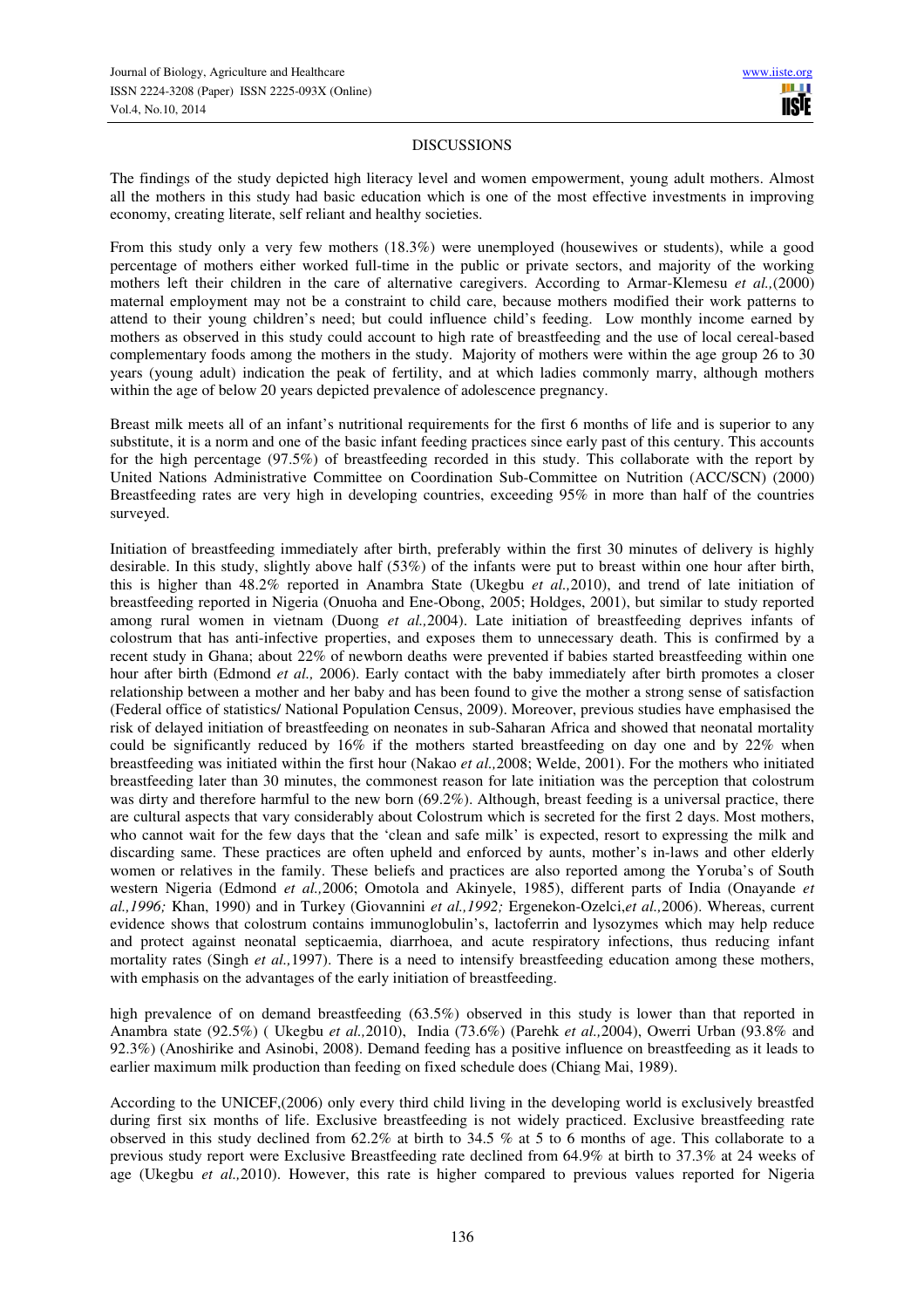## DISCUSSIONS

The findings of the study depicted high literacy level and women empowerment, young adult mothers. Almost all the mothers in this study had basic education which is one of the most effective investments in improving economy, creating literate, self reliant and healthy societies.

From this study only a very few mothers (18.3%) were unemployed (housewives or students), while a good percentage of mothers either worked full-time in the public or private sectors, and majority of the working mothers left their children in the care of alternative caregivers. According to Armar-Klemesu *et al.,*(2000) maternal employment may not be a constraint to child care, because mothers modified their work patterns to attend to their young children's need; but could influence child's feeding. Low monthly income earned by mothers as observed in this study could account to high rate of breastfeeding and the use of local cereal-based complementary foods among the mothers in the study. Majority of mothers were within the age group 26 to 30 years (young adult) indication the peak of fertility, and at which ladies commonly marry, although mothers within the age of below 20 years depicted prevalence of adolescence pregnancy.

Breast milk meets all of an infant's nutritional requirements for the first 6 months of life and is superior to any substitute, it is a norm and one of the basic infant feeding practices since early past of this century. This accounts for the high percentage (97.5%) of breastfeeding recorded in this study. This collaborate with the report by United Nations Administrative Committee on Coordination Sub-Committee on Nutrition (ACC/SCN) (2000) Breastfeeding rates are very high in developing countries, exceeding 95% in more than half of the countries surveyed.

Initiation of breastfeeding immediately after birth, preferably within the first 30 minutes of delivery is highly desirable. In this study, slightly above half (53%) of the infants were put to breast within one hour after birth, this is higher than 48.2% reported in Anambra State (Ukegbu *et al.,*2010), and trend of late initiation of breastfeeding reported in Nigeria (Onuoha and Ene-Obong, 2005; Holdges, 2001), but similar to study reported among rural women in vietnam (Duong *et al.,*2004). Late initiation of breastfeeding deprives infants of colostrum that has anti-infective properties, and exposes them to unnecessary death. This is confirmed by a recent study in Ghana; about 22% of newborn deaths were prevented if babies started breastfeeding within one hour after birth (Edmond *et al.,* 2006). Early contact with the baby immediately after birth promotes a closer relationship between a mother and her baby and has been found to give the mother a strong sense of satisfaction (Federal office of statistics/ National Population Census, 2009). Moreover, previous studies have emphasised the risk of delayed initiation of breastfeeding on neonates in sub-Saharan Africa and showed that neonatal mortality could be significantly reduced by 16% if the mothers started breastfeeding on day one and by 22% when breastfeeding was initiated within the first hour (Nakao *et al.,*2008; Welde, 2001). For the mothers who initiated breastfeeding later than 30 minutes, the commonest reason for late initiation was the perception that colostrum was dirty and therefore harmful to the new born (69.2%). Although, breast feeding is a universal practice, there are cultural aspects that vary considerably about Colostrum which is secreted for the first 2 days. Most mothers, who cannot wait for the few days that the 'clean and safe milk' is expected, resort to expressing the milk and discarding same. These practices are often upheld and enforced by aunts, mother's in-laws and other elderly women or relatives in the family. These beliefs and practices are also reported among the Yoruba's of South western Nigeria (Edmond *et al.,*2006; Omotola and Akinyele, 1985), different parts of India (Onayande *et al.,1996;* Khan, 1990) and in Turkey (Giovannini *et al.,1992;* Ergenekon-Ozelci,*et al.,*2006). Whereas, current evidence shows that colostrum contains immunoglobulin's, lactoferrin and lysozymes which may help reduce and protect against neonatal septicaemia, diarrhoea, and acute respiratory infections, thus reducing infant mortality rates (Singh *et al.,*1997). There is a need to intensify breastfeeding education among these mothers, with emphasis on the advantages of the early initiation of breastfeeding.

high prevalence of on demand breastfeeding (63.5%) observed in this study is lower than that reported in Anambra state (92.5%) ( Ukegbu *et al.,*2010), India (73.6%) (Parehk *et al.,*2004), Owerri Urban (93.8% and 92.3%) (Anoshirike and Asinobi, 2008). Demand feeding has a positive influence on breastfeeding as it leads to earlier maximum milk production than feeding on fixed schedule does (Chiang Mai, 1989).

According to the UNICEF,(2006) only every third child living in the developing world is exclusively breastfed during first six months of life. Exclusive breastfeeding is not widely practiced. Exclusive breastfeeding rate observed in this study declined from 62.2% at birth to 34.5 % at 5 to 6 months of age. This collaborate to a previous study report were Exclusive Breastfeeding rate declined from 64.9% at birth to 37.3% at 24 weeks of age (Ukegbu *et al.,*2010). However, this rate is higher compared to previous values reported for Nigeria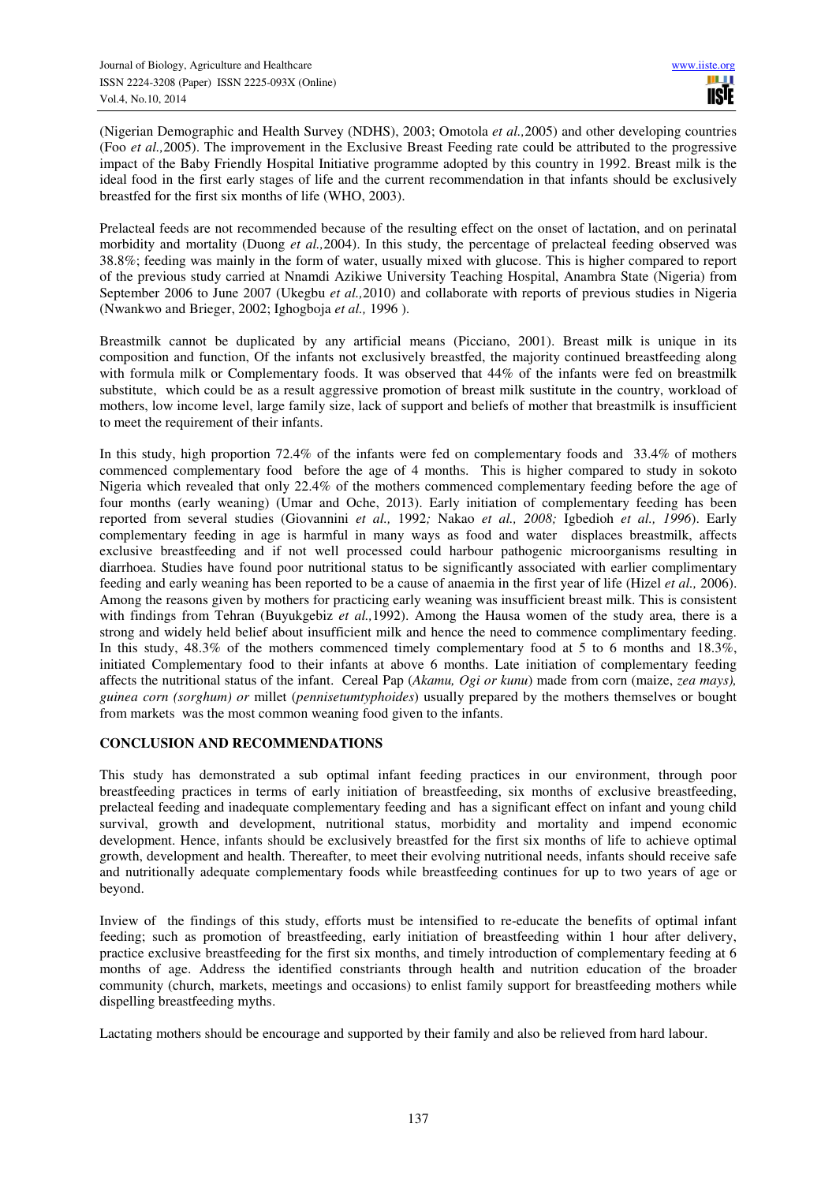(Nigerian Demographic and Health Survey (NDHS), 2003; Omotola *et al.,*2005) and other developing countries (Foo *et al.,*2005). The improvement in the Exclusive Breast Feeding rate could be attributed to the progressive impact of the Baby Friendly Hospital Initiative programme adopted by this country in 1992. Breast milk is the ideal food in the first early stages of life and the current recommendation in that infants should be exclusively breastfed for the first six months of life (WHO, 2003).

Prelacteal feeds are not recommended because of the resulting effect on the onset of lactation, and on perinatal morbidity and mortality (Duong *et al.,*2004). In this study, the percentage of prelacteal feeding observed was 38.8%; feeding was mainly in the form of water, usually mixed with glucose. This is higher compared to report of the previous study carried at Nnamdi Azikiwe University Teaching Hospital, Anambra State (Nigeria) from September 2006 to June 2007 (Ukegbu *et al.,*2010) and collaborate with reports of previous studies in Nigeria (Nwankwo and Brieger, 2002; Ighogboja *et al.,* 1996 ).

Breastmilk cannot be duplicated by any artificial means (Picciano, 2001). Breast milk is unique in its composition and function, Of the infants not exclusively breastfed, the majority continued breastfeeding along with formula milk or Complementary foods. It was observed that 44% of the infants were fed on breastmilk substitute, which could be as a result aggressive promotion of breast milk sustitute in the country, workload of mothers, low income level, large family size, lack of support and beliefs of mother that breastmilk is insufficient to meet the requirement of their infants.

In this study, high proportion 72.4% of the infants were fed on complementary foods and 33.4% of mothers commenced complementary food before the age of 4 months. This is higher compared to study in sokoto Nigeria which revealed that only 22.4% of the mothers commenced complementary feeding before the age of four months (early weaning) (Umar and Oche, 2013). Early initiation of complementary feeding has been reported from several studies (Giovannini *et al.,* 1992*;* Nakao *et al., 2008;* Igbedioh *et al., 1996*). Early complementary feeding in age is harmful in many ways as food and water displaces breastmilk, affects exclusive breastfeeding and if not well processed could harbour pathogenic microorganisms resulting in diarrhoea. Studies have found poor nutritional status to be significantly associated with earlier complimentary feeding and early weaning has been reported to be a cause of anaemia in the first year of life (Hizel *et al.,* 2006). Among the reasons given by mothers for practicing early weaning was insufficient breast milk. This is consistent with findings from Tehran (Buyukgebiz *et al.,*1992). Among the Hausa women of the study area, there is a strong and widely held belief about insufficient milk and hence the need to commence complimentary feeding. In this study, 48.3% of the mothers commenced timely complementary food at 5 to 6 months and 18.3%, initiated Complementary food to their infants at above 6 months. Late initiation of complementary feeding affects the nutritional status of the infant. Cereal Pap (*Akamu, Ogi or kunu*) made from corn (maize, *zea mays), guinea corn (sorghum) or* millet (*pennisetumtyphoides*) usually prepared by the mothers themselves or bought from markets was the most common weaning food given to the infants.

## CONCLUSION AND RECOMMENDATIONS

This study has demonstrated a sub optimal infant feeding practices in our environment, through poor breastfeeding practices in terms of early initiation of breastfeeding, six months of exclusive breastfeeding, prelacteal feeding and inadequate complementary feeding and has a significant effect on infant and young child survival, growth and development, nutritional status, morbidity and mortality and impend economic development. Hence, infants should be exclusively breastfed for the first six months of life to achieve optimal growth, development and health. Thereafter, to meet their evolving nutritional needs, infants should receive safe and nutritionally adequate complementary foods while breastfeeding continues for up to two years of age or beyond.

Inview of the findings of this study, efforts must be intensified to re-educate the benefits of optimal infant feeding; such as promotion of breastfeeding, early initiation of breastfeeding within 1 hour after delivery, practice exclusive breastfeeding for the first six months, and timely introduction of complementary feeding at 6 months of age. Address the identified constriants through health and nutrition education of the broader community (church, markets, meetings and occasions) to enlist family support for breastfeeding mothers while dispelling breastfeeding myths.

Lactating mothers should be encourage and supported by their family and also be relieved from hard labour.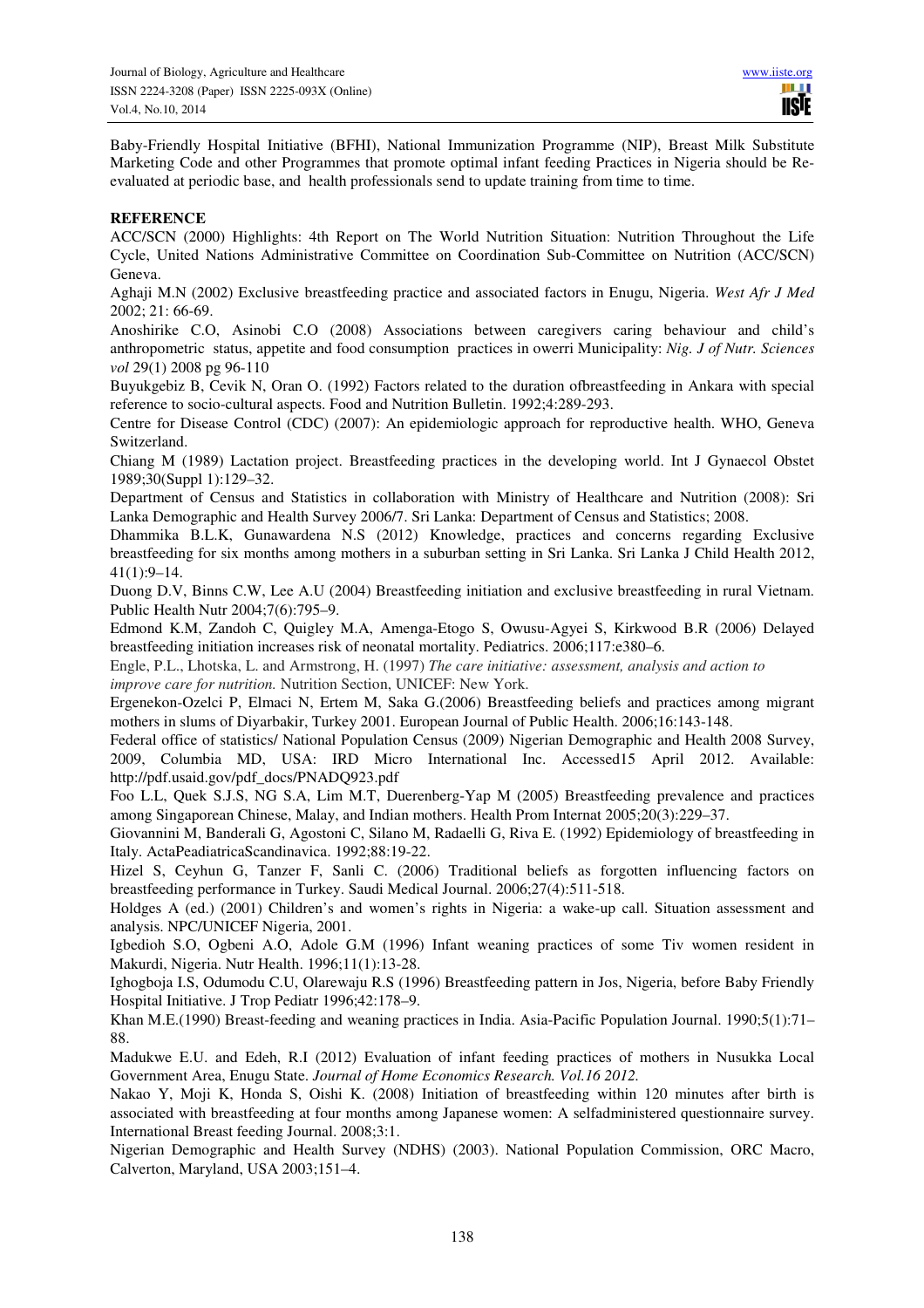Baby-Friendly Hospital Initiative (BFHI), National Immunization Programme (NIP), Breast Milk Substitute Marketing Code and other Programmes that promote optimal infant feeding Practices in Nigeria should be Re-evaluated at periodic base, and health professionals send to update training from time to time.

## REFERENCE

ACC/SCN (2000) Highlights: 4th Report on The World Nutrition Situation: Nutrition Throughout the Life Cycle, United Nations Administrative Committee on Coordination Sub-Committee on Nutrition (ACC/SCN) Geneva.

Aghaji M.N (2002) Exclusive breastfeeding practice and associated factors in Enugu, Nigeria. *West Afr J Med* 2002; 21: 66-69.

Anoshirike C.O, Asinobi C.O (2008) Associations between caregivers caring behaviour and child's anthropometric status, appetite and food consumption practices in owerri Municipality: *Nig. J of Nutr. Sciences vol* 29(1) 2008 pg 96-110

Buyukgebiz B, Cevik N, Oran O. (1992) Factors related to the duration ofbreastfeeding in Ankara with special reference to socio-cultural aspects. Food and Nutrition Bulletin. 1992;4:289-293.

Centre for Disease Control (CDC) (2007): An epidemiologic approach for reproductive health. WHO, Geneva Switzerland.

Chiang M (1989) Lactation project. Breastfeeding practices in the developing world. Int J Gynaecol Obstet 1989;30(Suppl 1):129–32.

Department of Census and Statistics in collaboration with Ministry of Healthcare and Nutrition (2008): Sri Lanka Demographic and Health Survey 2006/7. Sri Lanka: Department of Census and Statistics; 2008.

Dhammika B.L.K, Gunawardena N.S (2012) Knowledge, practices and concerns regarding Exclusive breastfeeding for six months among mothers in a suburban setting in Sri Lanka. Sri Lanka J Child Health 2012, 41(1):9–14.

Duong D.V, Binns C.W, Lee A.U (2004) Breastfeeding initiation and exclusive breastfeeding in rural Vietnam. Public Health Nutr 2004;7(6):795–9.

Edmond K.M, Zandoh C, Quigley M.A, Amenga-Etogo S, Owusu-Agyei S, Kirkwood B.R (2006) Delayed breastfeeding initiation increases risk of neonatal mortality. Pediatrics. 2006;117:e380–6.

Engle, P.L., Lhotska, L. and Armstrong, H. (1997) *The care initiative: assessment, analysis and action to improve care for nutrition.* Nutrition Section, UNICEF: New York.

Ergenekon-Ozelci P, Elmaci N, Ertem M, Saka G.(2006) Breastfeeding beliefs and practices among migrant mothers in slums of Diyarbakir, Turkey 2001. European Journal of Public Health. 2006;16:143-148.

Federal office of statistics/ National Population Census (2009) Nigerian Demographic and Health 2008 Survey, 2009, Columbia MD, USA: IRD Micro International Inc. Accessed15 April 2012. Available: http://pdf.usaid.gov/pdf_docs/PNADQ923.pdf

Foo L.L, Quek S.J.S, NG S.A, Lim M.T, Duerenberg-Yap M (2005) Breastfeeding prevalence and practices among Singaporean Chinese, Malay, and Indian mothers. Health Prom Internat 2005;20(3):229–37.

Giovannini M, Banderali G, Agostoni C, Silano M, Radaelli G, Riva E. (1992) Epidemiology of breastfeeding in Italy. ActaPeadiatricaScandinavica. 1992;88:19-22.

Hizel S, Ceyhun G, Tanzer F, Sanli C. (2006) Traditional beliefs as forgotten influencing factors on breastfeeding performance in Turkey. Saudi Medical Journal. 2006;27(4):511-518.

Holdges A (ed.) (2001) Children's and women's rights in Nigeria: a wake-up call. Situation assessment and analysis. NPC/UNICEF Nigeria, 2001.

Igbedioh S.O, Ogbeni A.O, Adole G.M (1996) Infant weaning practices of some Tiv women resident in Makurdi, Nigeria. Nutr Health. 1996;11(1):13-28.

Ighogboja I.S, Odumodu C.U, Olarewaju R.S (1996) Breastfeeding pattern in Jos, Nigeria, before Baby Friendly Hospital Initiative. J Trop Pediatr 1996;42:178–9.

Khan M.E.(1990) Breast-feeding and weaning practices in India. Asia-Pacific Population Journal. 1990;5(1):71–88.

Madukwe E.U. and Edeh, R.I (2012) Evaluation of infant feeding practices of mothers in Nusukka Local Government Area, Enugu State. *Journal of Home Economics Research. Vol.16 2012.*

Nakao Y, Moji K, Honda S, Oishi K. (2008) Initiation of breastfeeding within 120 minutes after birth is associated with breastfeeding at four months among Japanese women: A selfadministered questionnaire survey. International Breast feeding Journal. 2008;3:1.

Nigerian Demographic and Health Survey (NDHS) (2003). National Population Commission, ORC Macro, Calverton, Maryland, USA 2003;151–4.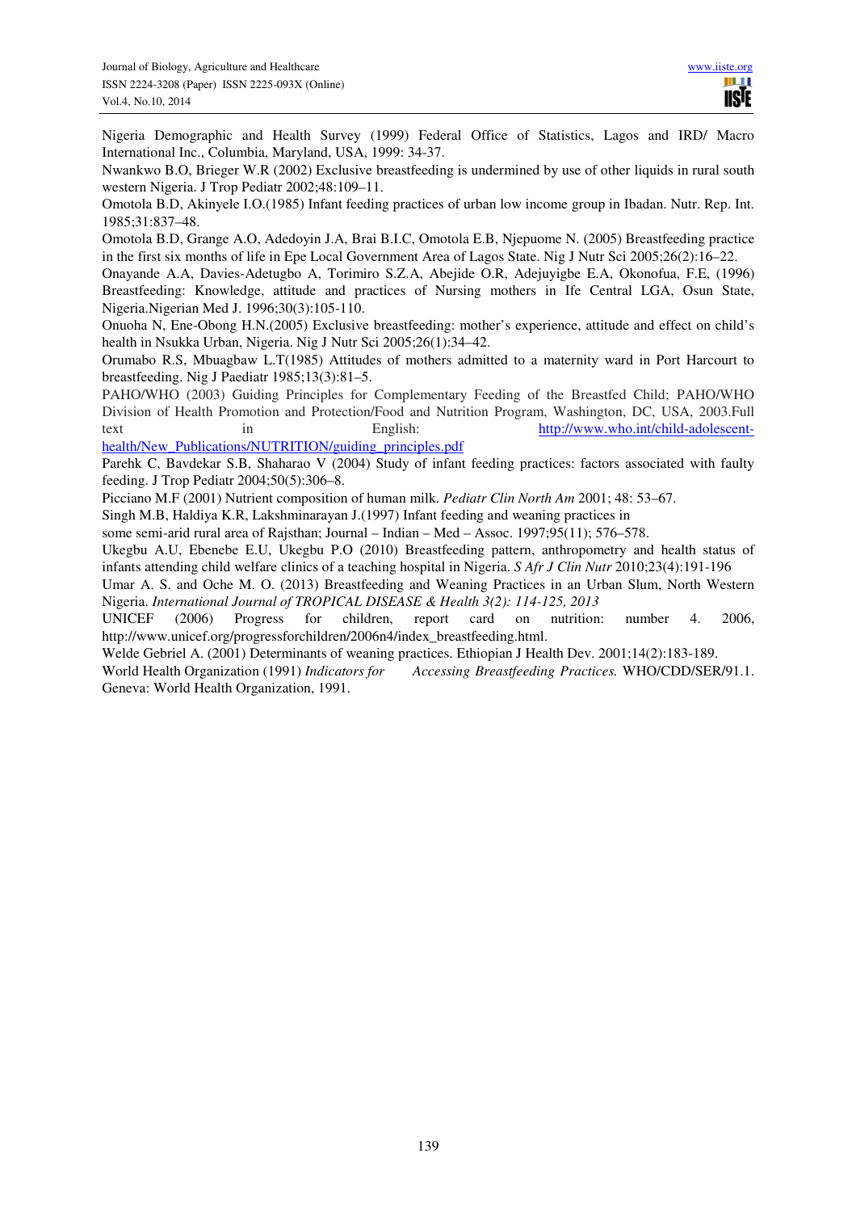Nigeria Demographic and Health Survey (1999) Federal Office of Statistics, Lagos and IRD/ Macro International Inc., Columbia, Maryland, USA, 1999: 34-37.

Nwankwo B.O, Brieger W.R (2002) Exclusive breastfeeding is undermined by use of other liquids in rural south western Nigeria. J Trop Pediatr 2002;48:109–11.

Omotola B.D, Akinyele I.O.(1985) Infant feeding practices of urban low income group in Ibadan. Nutr. Rep. Int. 1985;31:837–48.

Omotola B.D, Grange A.O, Adedoyin J.A, Brai B.I.C, Omotola E.B, Njepuome N. (2005) Breastfeeding practice in the first six months of life in Epe Local Government Area of Lagos State. Nig J Nutr Sci 2005;26(2):16–22.

Onayande A.A, Davies-Adetugbo A, Torimiro S.Z.A, Abejide O.R, Adejuyigbe E.A, Okonofua, F.E, (1996) Breastfeeding: Knowledge, attitude and practices of Nursing mothers in Ife Central LGA, Osun State, Nigeria.Nigerian Med J. 1996;30(3):105-110.

Onuoha N, Ene-Obong H.N.(2005) Exclusive breastfeeding: mother's experience, attitude and effect on child's health in Nsukka Urban, Nigeria. Nig J Nutr Sci 2005;26(1):34–42.

Orumabo R.S, Mbuagbaw L.T(1985) Attitudes of mothers admitted to a maternity ward in Port Harcourt to breastfeeding. Nig J Paediatr 1985;13(3):81–5.

PAHO/WHO (2003) Guiding Principles for Complementary Feeding of the Breastfed Child; PAHO/WHO Division of Health Promotion and Protection/Food and Nutrition Program, Washington, DC, USA, 2003.Full text in English: http://www.who.int/child-adolescent-health/New_Publications/NUTRITION/guiding_principles.pdf

Parehk C, Bavdekar S.B, Shaharao V (2004) Study of infant feeding practices: factors associated with faulty feeding. J Trop Pediatr 2004;50(5):306–8.

Picciano M.F (2001) Nutrient composition of human milk. *Pediatr Clin North Am* 2001; 48: 53–67.

Singh M.B, Haldiya K.R, Lakshminarayan J.(1997) Infant feeding and weaning practices in some semi-arid rural area of Rajsthan; Journal – Indian – Med – Assoc. 1997;95(11); 576–578.

Ukegbu A.U, Ebenebe E.U, Ukegbu P.O (2010) Breastfeeding pattern, anthropometry and health status of infants attending child welfare clinics of a teaching hospital in Nigeria. *S Afr J Clin Nutr* 2010;23(4):191-196

Umar A. S. and Oche M. O. (2013) Breastfeeding and Weaning Practices in an Urban Slum, North Western Nigeria. *International Journal of TROPICAL DISEASE & Health 3(2): 114-125, 2013*

UNICEF (2006) Progress for children, report card on nutrition: number 4. 2006, http://www.unicef.org/progressforchildren/2006n4/index_breastfeeding.html.

Welde Gebriel A. (2001) Determinants of weaning practices. Ethiopian J Health Dev. 2001;14(2):183-189.

World Health Organization (1991) *Indicators for Accessing Breastfeeding Practices.* WHO/CDD/SER/91.1. Geneva: World Health Organization, 1991.